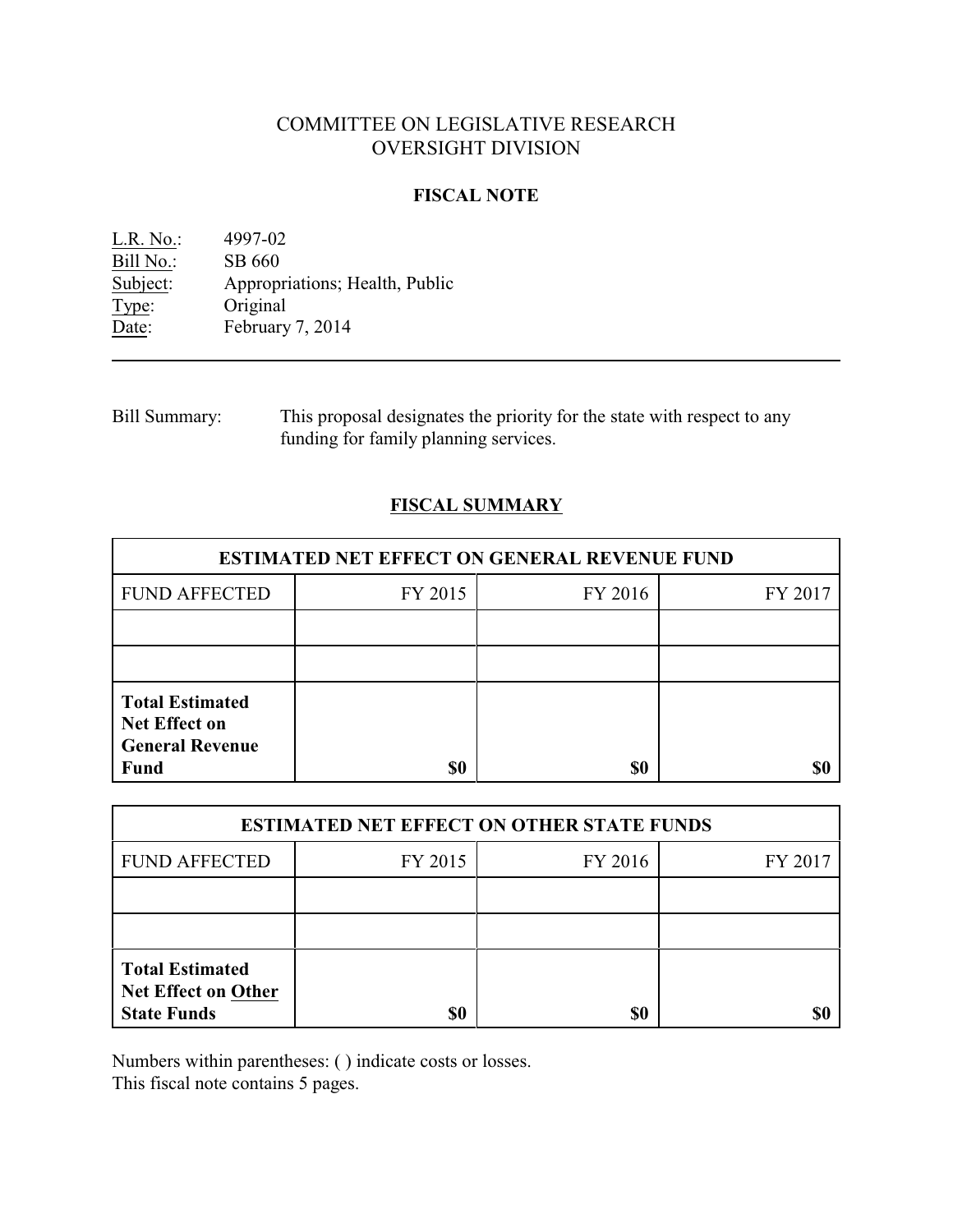# COMMITTEE ON LEGISLATIVE RESEARCH
# OVERSIGHT DIVISION

## FISCAL NOTE

L.R. No.: 4997-02
Bill No.: SB 660
Subject: Appropriations; Health, Public
Type: Original
Date: February 7, 2014

---

Bill Summary: This proposal designates the priority for the state with respect to any funding for family planning services.

## FISCAL SUMMARY

| ESTIMATED NET EFFECT ON GENERAL REVENUE FUND | | | |
|---|---|---|---|
| FUND AFFECTED | FY 2015 | FY 2016 | FY 2017 |
| | | | |
| | | | |
| **Total Estimated Net Effect on General Revenue Fund** | **$0** | **$0** | **$0** |

| ESTIMATED NET EFFECT ON OTHER STATE FUNDS | | | |
|---|---|---|---|
| FUND AFFECTED | FY 2015 | FY 2016 | FY 2017 |
| | | | |
| | | | |
| **Total Estimated Net Effect on Other State Funds** | **$0** | **$0** | **$0** |

Numbers within parentheses: ( ) indicate costs or losses.
This fiscal note contains 5 pages.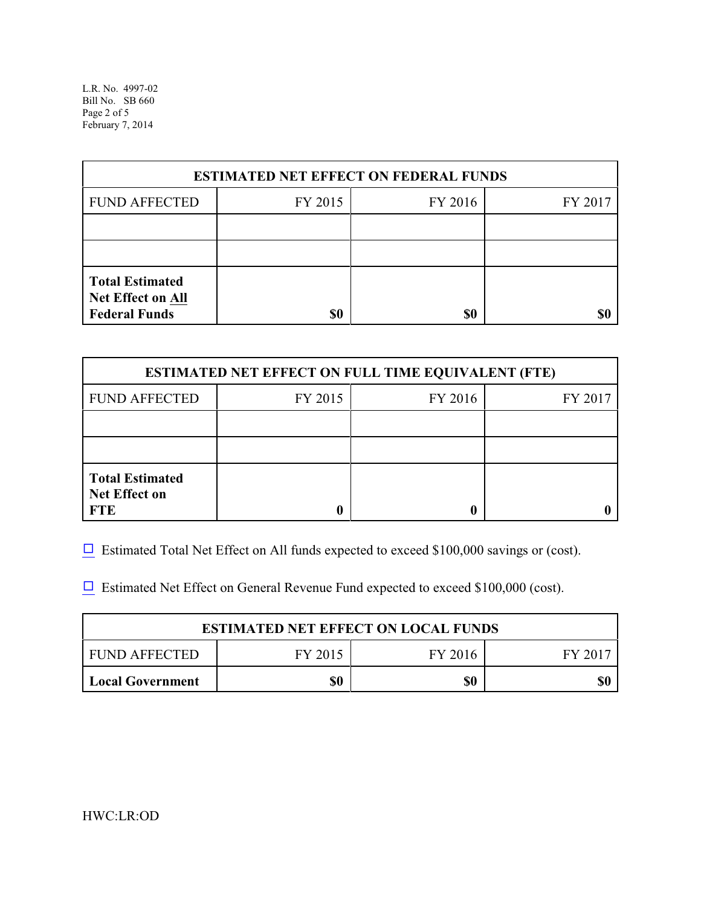| ESTIMATED NET EFFECT ON FEDERAL FUNDS | | | |
|---|---|---|---|
| FUND AFFECTED | FY 2015 | FY 2016 | FY 2017 |
| | | | |
| | | | |
| **Total Estimated Net Effect on All Federal Funds** | **$0** | **$0** | **$0** |

| ESTIMATED NET EFFECT ON FULL TIME EQUIVALENT (FTE) | | | |
|---|---|---|---|
| FUND AFFECTED | FY 2015 | FY 2016 | FY 2017 |
| | | | |
| | | | |
| **Total Estimated Net Effect on FTE** | **0** | **0** | **0** |

☐ Estimated Total Net Effect on All funds expected to exceed $100,000 savings or (cost).

☐ Estimated Net Effect on General Revenue Fund expected to exceed $100,000 (cost).

| ESTIMATED NET EFFECT ON LOCAL FUNDS | | | |
|---|---|---|---|
| FUND AFFECTED | FY 2015 | FY 2016 | FY 2017 |
| **Local Government** | **$0** | **$0** | **$0** |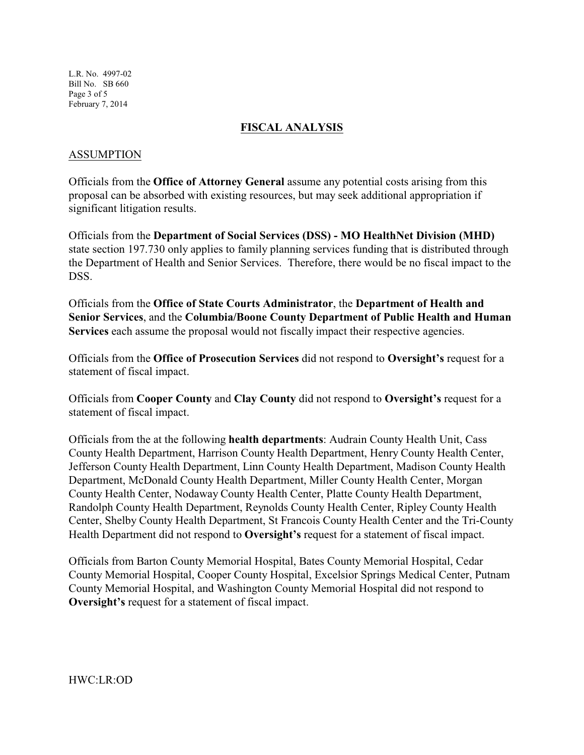## FISCAL ANALYSIS

### ASSUMPTION

Officials from the **Office of Attorney General** assume any potential costs arising from this proposal can be absorbed with existing resources, but may seek additional appropriation if significant litigation results.

Officials from the **Department of Social Services (DSS) - MO HealthNet Division (MHD)** state section 197.730 only applies to family planning services funding that is distributed through the Department of Health and Senior Services. Therefore, there would be no fiscal impact to the DSS.

Officials from the **Office of State Courts Administrator**, the **Department of Health and Senior Services**, and the **Columbia/Boone County Department of Public Health and Human Services** each assume the proposal would not fiscally impact their respective agencies.

Officials from the **Office of Prosecution Services** did not respond to **Oversight's** request for a statement of fiscal impact.

Officials from **Cooper County** and **Clay County** did not respond to **Oversight's** request for a statement of fiscal impact.

Officials from the at the following **health departments**: Audrain County Health Unit, Cass County Health Department, Harrison County Health Department, Henry County Health Center, Jefferson County Health Department, Linn County Health Department, Madison County Health Department, McDonald County Health Department, Miller County Health Center, Morgan County Health Center, Nodaway County Health Center, Platte County Health Department, Randolph County Health Department, Reynolds County Health Center, Ripley County Health Center, Shelby County Health Department, St Francois County Health Center and the Tri-County Health Department did not respond to **Oversight's** request for a statement of fiscal impact.

Officials from Barton County Memorial Hospital, Bates County Memorial Hospital, Cedar County Memorial Hospital, Cooper County Hospital, Excelsior Springs Medical Center, Putnam County Memorial Hospital, and Washington County Memorial Hospital did not respond to **Oversight's** request for a statement of fiscal impact.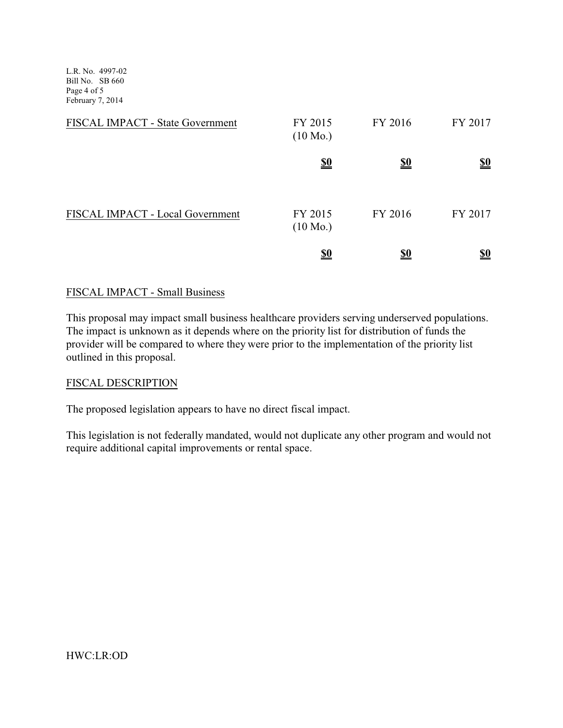| FISCAL IMPACT - State Government | FY 2015 (10 Mo.) | FY 2016 | FY 2017 |
|---|---|---|---|
| | **$0** | **$0** | **$0** |

| FISCAL IMPACT - Local Government | FY 2015 (10 Mo.) | FY 2016 | FY 2017 |
|---|---|---|---|
| | **$0** | **$0** | **$0** |

## FISCAL IMPACT - Small Business

This proposal may impact small business healthcare providers serving underserved populations. The impact is unknown as it depends where on the priority list for distribution of funds the provider will be compared to where they were prior to the implementation of the priority list outlined in this proposal.

## FISCAL DESCRIPTION

The proposed legislation appears to have no direct fiscal impact.

This legislation is not federally mandated, would not duplicate any other program and would not require additional capital improvements or rental space.

HWC:LR:OD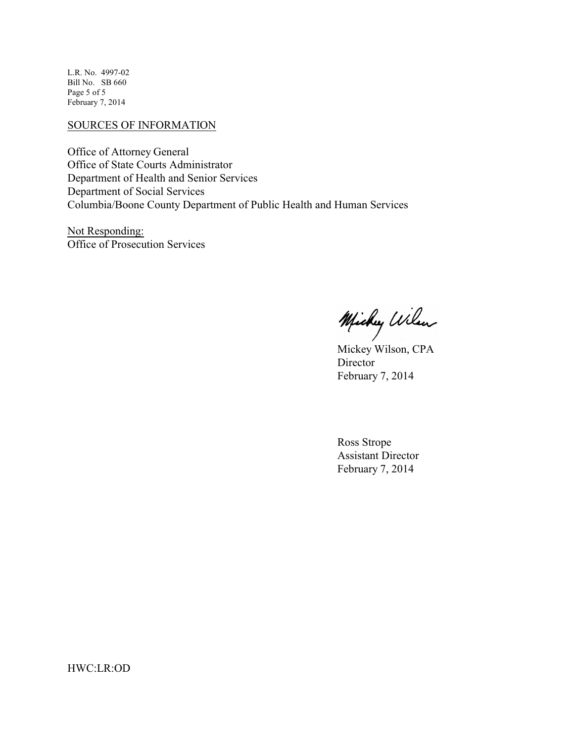SOURCES OF INFORMATION

Office of Attorney General
Office of State Courts Administrator
Department of Health and Senior Services
Department of Social Services
Columbia/Boone County Department of Public Health and Human Services

Not Responding:
Office of Prosecution Services

Mickey Wilson, CPA
Director
February 7, 2014

Ross Strope
Assistant Director
February 7, 2014

HWC:LR:OD